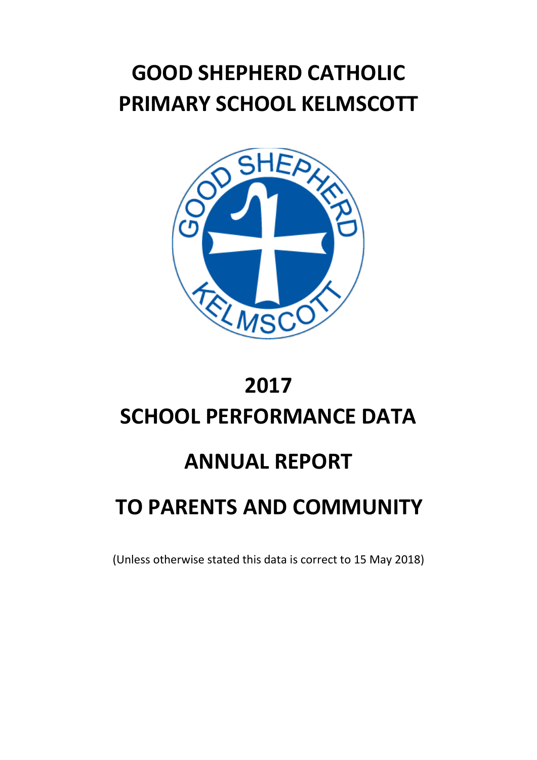# GOOD SHEPHERD CATHOLIC PRIMARY SCHOOL KELMSCOTT

# 2017

# SCHOOL PERFORMANCE DATA

# ANNUAL REPORT

# TO PARENTS AND COMMUNITY

(Unless otherwise stated this data is correct to 15 May 2018)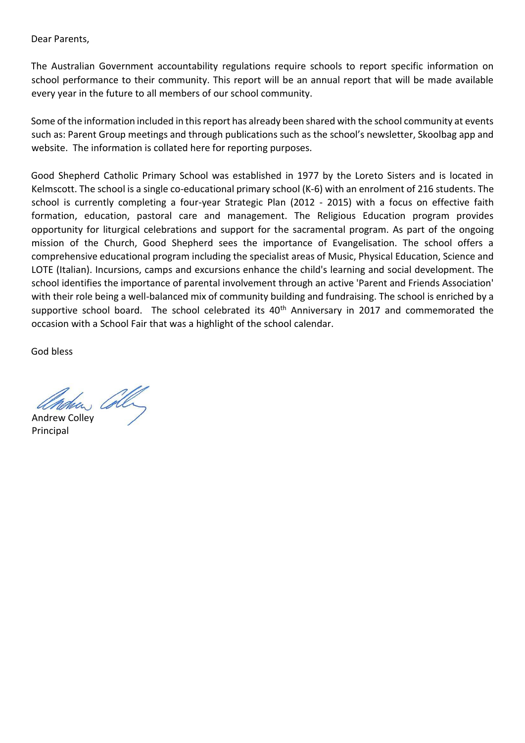Dear Parents,

The Australian Government accountability regulations require schools to report specific information on school performance to their community. This report will be an annual report that will be made available every year in the future to all members of our school community.

Some of the information included in this report has already been shared with the school community at events such as: Parent Group meetings and through publications such as the school's newsletter, Skoolbag app and website. The information is collated here for reporting purposes.

Good Shepherd Catholic Primary School was established in 1977 by the Loreto Sisters and is located in Kelmscott. The school is a single co-educational primary school (K-6) with an enrolment of 216 students. The school is currently completing a four-year Strategic Plan (2012 - 2015) with a focus on effective faith formation, education, pastoral care and management. The Religious Education program provides opportunity for liturgical celebrations and support for the sacramental program. As part of the ongoing mission of the Church, Good Shepherd sees the importance of Evangelisation. The school offers a comprehensive educational program including the specialist areas of Music, Physical Education, Science and LOTE (Italian). Incursions, camps and excursions enhance the child's learning and social development. The school identifies the importance of parental involvement through an active 'Parent and Friends Association' with their role being a well-balanced mix of community building and fundraising. The school is enriched by a supportive school board. The school celebrated its 40th Anniversary in 2017 and commemorated the occasion with a School Fair that was a highlight of the school calendar.

God bless

Andrew Colley
Principal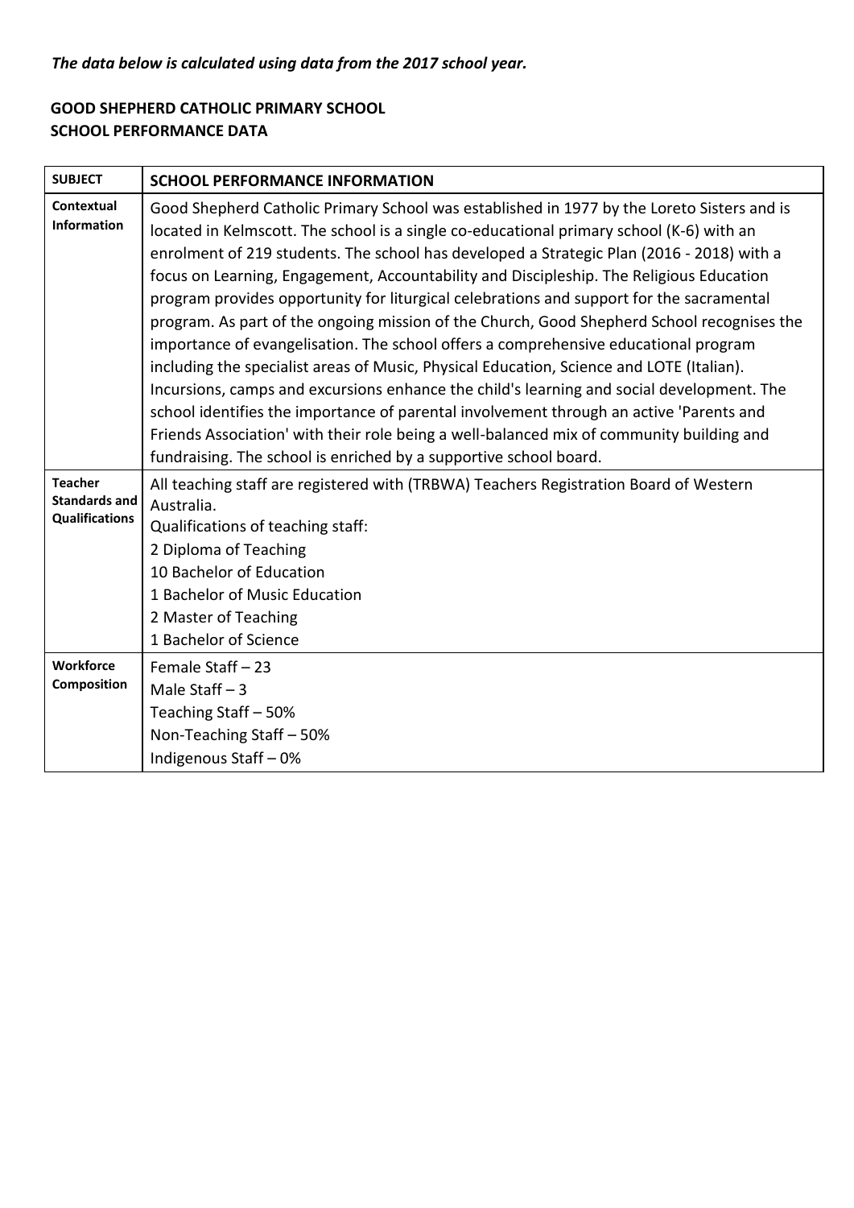***The data below is calculated using data from the 2017 school year.***

**GOOD SHEPHERD CATHOLIC PRIMARY SCHOOL**
**SCHOOL PERFORMANCE DATA**

| SUBJECT | SCHOOL PERFORMANCE INFORMATION |
|---|---|
| **Contextual Information** | Good Shepherd Catholic Primary School was established in 1977 by the Loreto Sisters and is located in Kelmscott. The school is a single co-educational primary school (K-6) with an enrolment of 219 students. The school has developed a Strategic Plan (2016 - 2018) with a focus on Learning, Engagement, Accountability and Discipleship. The Religious Education program provides opportunity for liturgical celebrations and support for the sacramental program. As part of the ongoing mission of the Church, Good Shepherd School recognises the importance of evangelisation. The school offers a comprehensive educational program including the specialist areas of Music, Physical Education, Science and LOTE (Italian). Incursions, camps and excursions enhance the child's learning and social development. The school identifies the importance of parental involvement through an active 'Parents and Friends Association' with their role being a well-balanced mix of community building and fundraising. The school is enriched by a supportive school board. |
| **Teacher Standards and Qualifications** | All teaching staff are registered with (TRBWA) Teachers Registration Board of Western Australia.<br>Qualifications of teaching staff:<br>2 Diploma of Teaching<br>10 Bachelor of Education<br>1 Bachelor of Music Education<br>2 Master of Teaching<br>1 Bachelor of Science |
| **Workforce Composition** | Female Staff – 23<br>Male Staff – 3<br>Teaching Staff – 50%<br>Non-Teaching Staff – 50%<br>Indigenous Staff – 0% |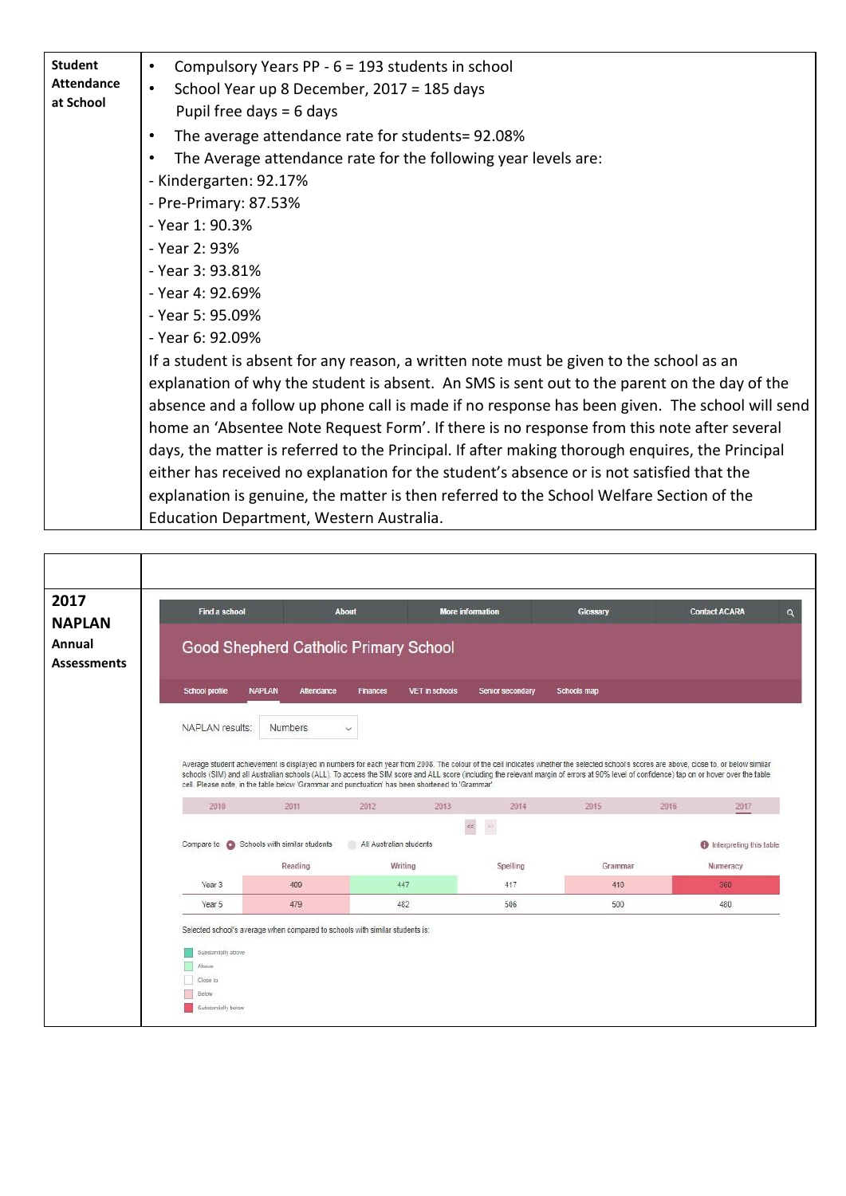| | |
|---|---|
| **Student Attendance at School** | • Compulsory Years PP - 6 = 193 students in school<br>• School Year up 8 December, 2017 = 185 days<br>Pupil free days = 6 days<br>• The average attendance rate for students= 92.08%<br>• The Average attendance rate for the following year levels are:<br>- Kindergarten: 92.17%<br>- Pre-Primary: 87.53%<br>- Year 1: 90.3%<br>- Year 2: 93%<br>- Year 3: 93.81%<br>- Year 4: 92.69%<br>- Year 5: 95.09%<br>- Year 6: 92.09%<br>If a student is absent for any reason, a written note must be given to the school as an explanation of why the student is absent. An SMS is sent out to the parent on the day of the absence and a follow up phone call is made if no response has been given. The school will send home an 'Absentee Note Request Form'. If there is no response from this note after several days, the matter is referred to the Principal. If after making thorough enquires, the Principal either has received no explanation for the student's absence or is not satisfied that the explanation is genuine, the matter is then referred to the School Welfare Section of the Education Department, Western Australia. |

| | |
|---|---|
| **2017 NAPLAN Annual Assessments** | Good Shepherd Catholic Primary School<br>NAPLAN results: Numbers<br>Average student achievement is displayed in numbers for each year from 2008. The colour of the cell indicates whether the selected school's scores are above, close to, or below similar schools (SIM) and all Australian schools (ALL). To access the SIM score and ALL score (including the relevant margin of errors at 90% level of confidence) tap on or hover over the table cell. Please note, in the table below 'Grammar and punctuation' has been shortened to 'Grammar'.<br>2017<br>Compare to: Schools with similar students |

| | Reading | Writing | Spelling | Grammar | Numeracy |
|---|---|---|---|---|---|
| Year 3 | 400 (Below) | 447 (Above) | 417 | 410 (Below) | 360 (Substantially below) |
| Year 5 | 479 (Below) | 482 | 506 | 500 | 480 |

Selected school's average when compared to schools with similar students is:

- Substantially above
- Above
- Close to
- Below
- Substantially below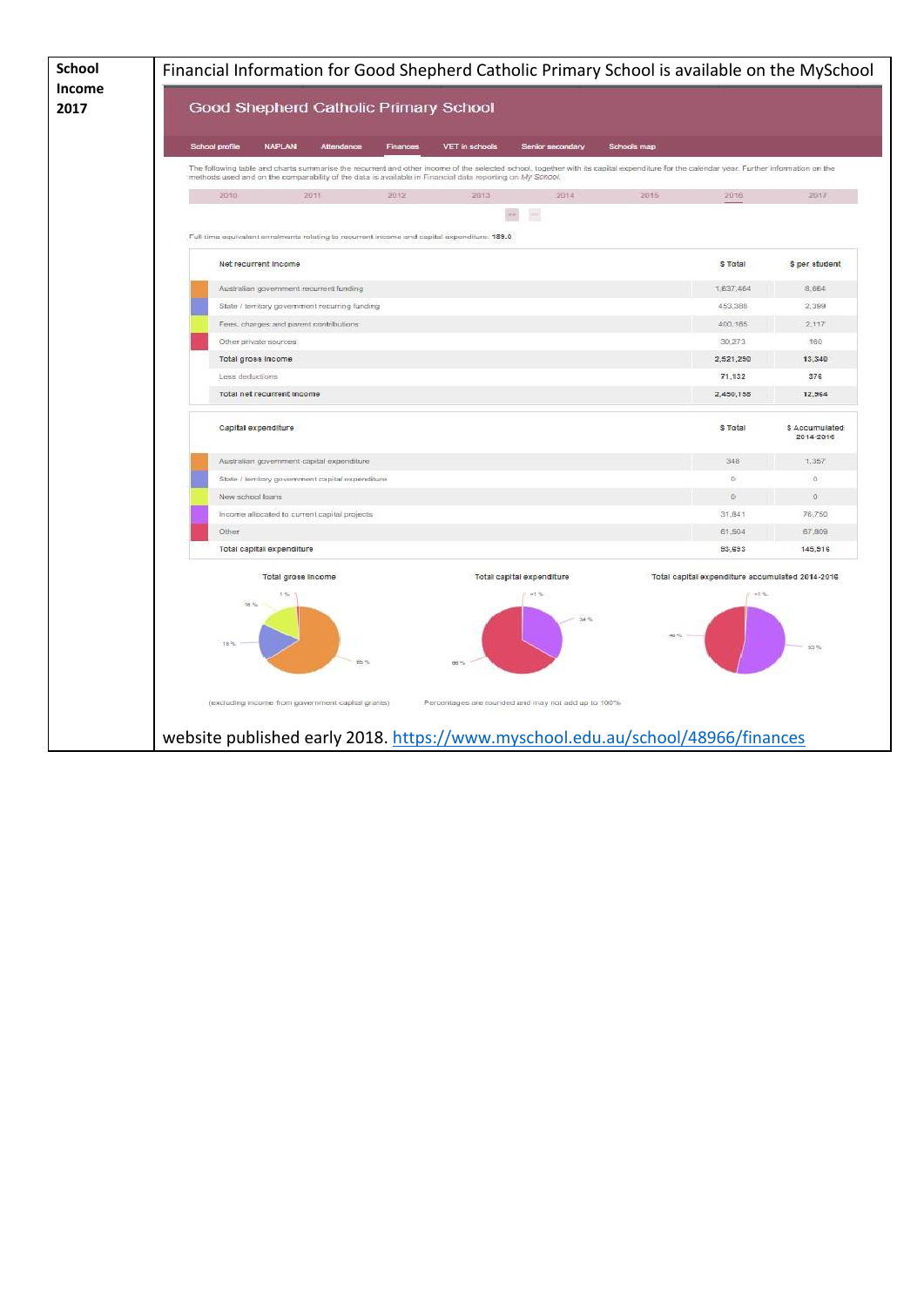| School Income 2017 | Financial Information for Good Shepherd Catholic Primary School is available on the MySchool website published early 2018. https://www.myschool.edu.au/school/48966/finances |
|---|---|

**Good Shepherd Catholic Primary School**

School profile | NAPLAN | Attendance | Finances | VET in schools | Senior secondary | Schools map

The following table and charts summarise the recurrent and other income of the selected school, together with its capital expenditure for the calendar year. Further information on the methods used and on the comparability of the data is available in Financial data reporting on *My School*.

2010 | 2011 | 2012 | 2013 | 2014 | 2015 | 2016 | 2017

Full time equivalent enrolments relating to recurrent income and capital expenditure: 189.0

| Net recurrent income | $ Total | $ per student |
|---|---|---|
| Australian government recurrent funding | 1,637,464 | 8,664 |
| State / territory government recurring funding | 453,388 | 2,399 |
| Fees, charges and parent contributions | 400,165 | 2,117 |
| Other private sources | 30,273 | 160 |
| **Total gross income** | **2,521,290** | **13,340** |
| Less deductions | 71,132 | 376 |
| **Total net recurrent income** | **2,450,158** | **12,964** |

| Capital expenditure | $ Total | $ Accumulated 2014-2016 |
|---|---|---|
| Australian government capital expenditure | 348 | 1,357 |
| State / territory government capital expenditure | 0 | 0 |
| New school loans | 0 | 0 |
| Income allocated to current capital projects | 31,841 | 76,750 |
| Other | 61,504 | 67,809 |
| **Total capital expenditure** | **93,693** | **145,916** |

Total gross income (excluding income from government capital grants): 65 %, 18 %, 16 %, 1 %

Total capital expenditure: 66 %, 34 %, <1 %

Total capital expenditure accumulated 2014-2016: 53 %, 46 %, <1 %

Percentages are rounded and may not add up to 100%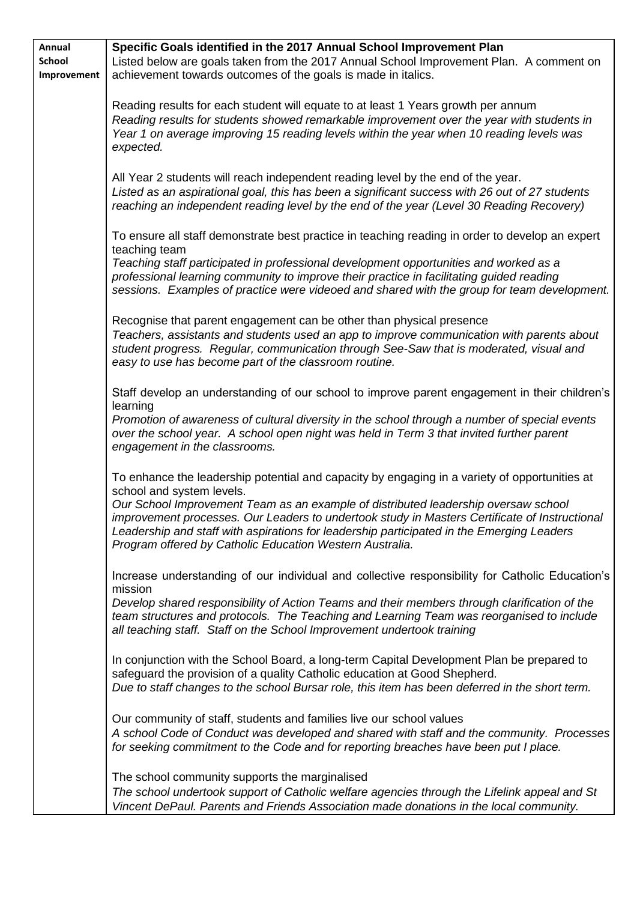| Annual School Improvement | **Specific Goals identified in the 2017 Annual School Improvement Plan**<br>Listed below are goals taken from the 2017 Annual School Improvement Plan. A comment on achievement towards outcomes of the goals is made in italics.<br><br>Reading results for each student will equate to at least 1 Years growth per annum<br>*Reading results for students showed remarkable improvement over the year with students in Year 1 on average improving 15 reading levels within the year when 10 reading levels was expected.*<br><br>All Year 2 students will reach independent reading level by the end of the year.<br>*Listed as an aspirational goal, this has been a significant success with 26 out of 27 students reaching an independent reading level by the end of the year (Level 30 Reading Recovery)*<br><br>To ensure all staff demonstrate best practice in teaching reading in order to develop an expert teaching team<br>*Teaching staff participated in professional development opportunities and worked as a professional learning community to improve their practice in facilitating guided reading sessions. Examples of practice were videoed and shared with the group for team development.*<br><br>Recognise that parent engagement can be other than physical presence<br>*Teachers, assistants and students used an app to improve communication with parents about student progress. Regular, communication through See-Saw that is moderated, visual and easy to use has become part of the classroom routine.*<br><br>Staff develop an understanding of our school to improve parent engagement in their children's learning<br>*Promotion of awareness of cultural diversity in the school through a number of special events over the school year. A school open night was held in Term 3 that invited further parent engagement in the classrooms.*<br><br>To enhance the leadership potential and capacity by engaging in a variety of opportunities at school and system levels.<br>*Our School Improvement Team as an example of distributed leadership oversaw school improvement processes. Our Leaders to undertook study in Masters Certificate of Instructional Leadership and staff with aspirations for leadership participated in the Emerging Leaders Program offered by Catholic Education Western Australia.*<br><br>Increase understanding of our individual and collective responsibility for Catholic Education's mission<br>*Develop shared responsibility of Action Teams and their members through clarification of the team structures and protocols. The Teaching and Learning Team was reorganised to include all teaching staff. Staff on the School Improvement undertook training*<br><br>In conjunction with the School Board, a long-term Capital Development Plan be prepared to safeguard the provision of a quality Catholic education at Good Shepherd.<br>*Due to staff changes to the school Bursar role, this item has been deferred in the short term.*<br><br>Our community of staff, students and families live our school values<br>*A school Code of Conduct was developed and shared with staff and the community. Processes for seeking commitment to the Code and for reporting breaches have been put I place.*<br><br>The school community supports the marginalised<br>*The school undertook support of Catholic welfare agencies through the Lifelink appeal and St Vincent DePaul. Parents and Friends Association made donations in the local community.* |
|---|---|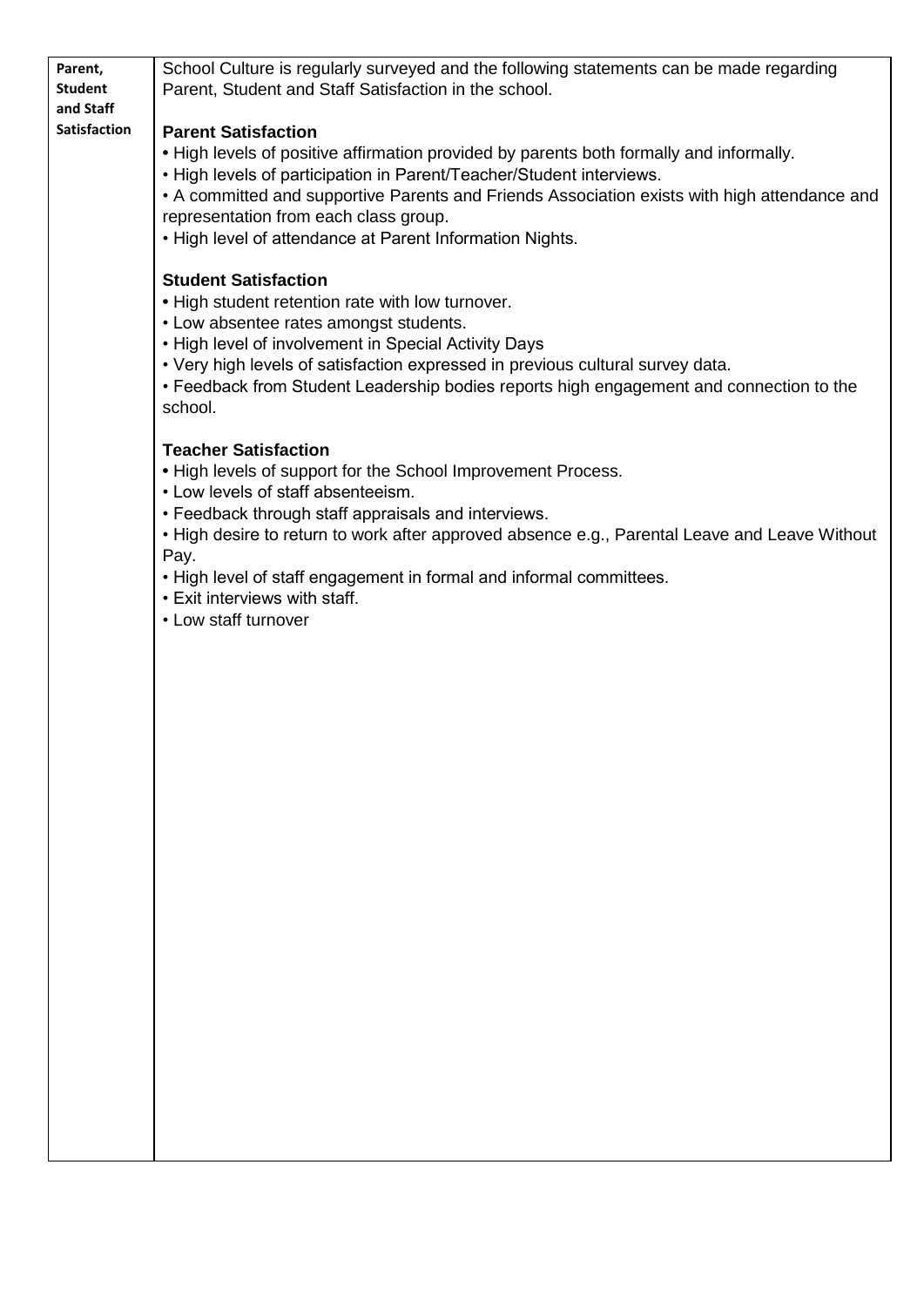| | |
|---|---|
| **Parent, Student and Staff Satisfaction** | School Culture is regularly surveyed and the following statements can be made regarding Parent, Student and Staff Satisfaction in the school.<br><br>**Parent Satisfaction**<br>• High levels of positive affirmation provided by parents both formally and informally.<br>• High levels of participation in Parent/Teacher/Student interviews.<br>• A committed and supportive Parents and Friends Association exists with high attendance and representation from each class group.<br>• High level of attendance at Parent Information Nights.<br><br>**Student Satisfaction**<br>• High student retention rate with low turnover.<br>• Low absentee rates amongst students.<br>• High level of involvement in Special Activity Days<br>• Very high levels of satisfaction expressed in previous cultural survey data.<br>• Feedback from Student Leadership bodies reports high engagement and connection to the school.<br><br>**Teacher Satisfaction**<br>• High levels of support for the School Improvement Process.<br>• Low levels of staff absenteeism.<br>• Feedback through staff appraisals and interviews.<br>• High desire to return to work after approved absence e.g., Parental Leave and Leave Without Pay.<br>• High level of staff engagement in formal and informal committees.<br>• Exit interviews with staff.<br>• Low staff turnover |